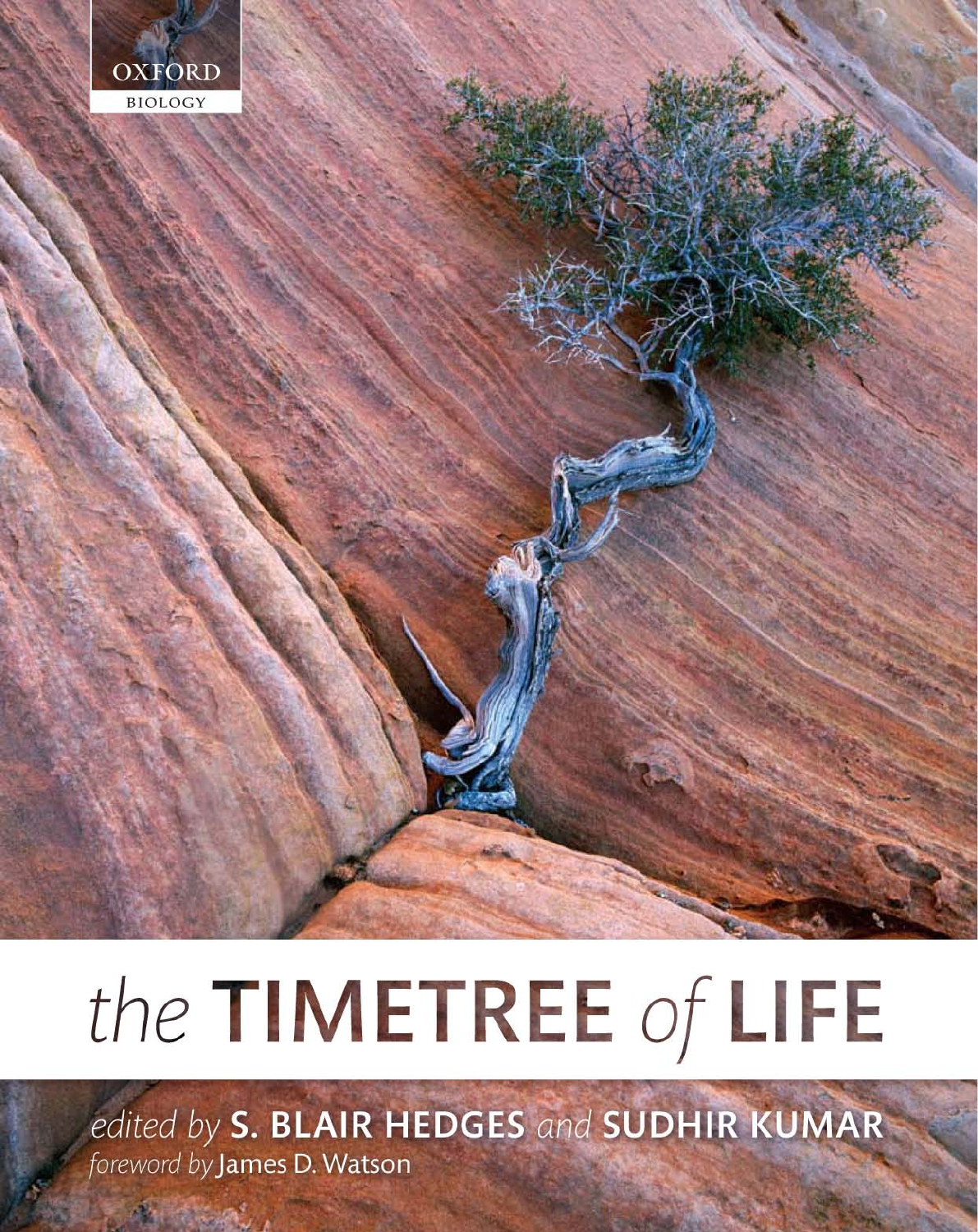OXFORD

BIOLOGY

# *the* TIMETREE *of* LIFE

*edited by* **S. BLAIR HEDGES** *and* **SUDHIR KUMAR**

*foreword by* James D. Watson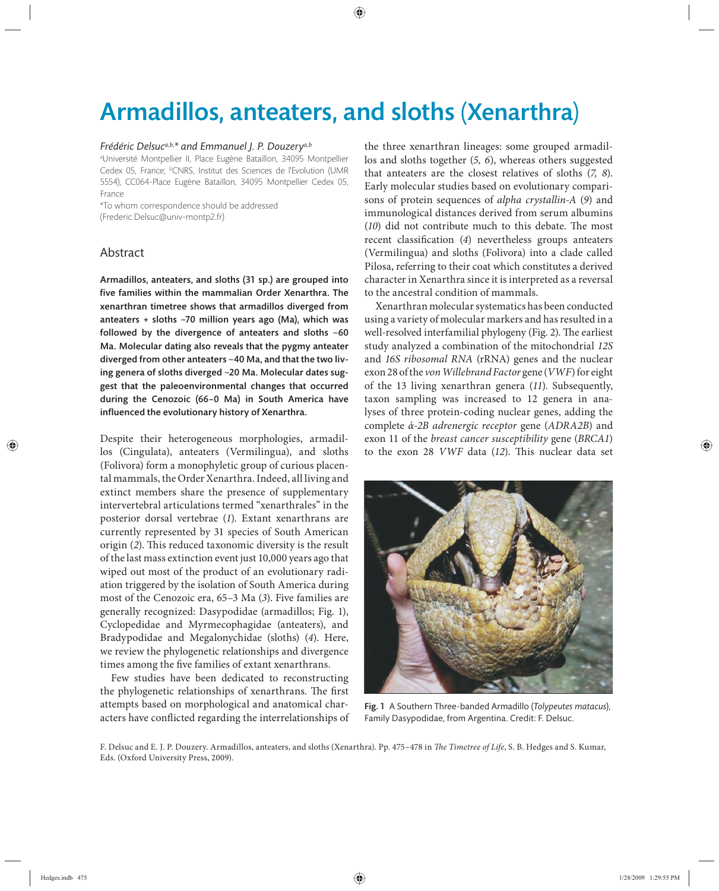# Armadillos, anteaters, and sloths (Xenarthra)

*Frédéric Delsuc[a,b,]\* and Emmanuel J. P. Douzery[a,b]*

[a]Université Montpellier II, Place Eugène Bataillon, 34095 Montpellier Cedex 05, France; [b]CNRS, Institut des Sciences de l'Evolution (UMR 5554), CC064-Place Eugène Bataillon, 34095 Montpellier Cedex 05, France

*To whom correspondence should be addressed (Frederic.Delsuc@univ-montp2.fr)

## Abstract

**Armadillos, anteaters, and sloths (31 sp.) are grouped into five families within the mammalian Order Xenarthra. The xenarthran timetree shows that armadillos diverged from anteaters + sloths ~70 million years ago (Ma), which was followed by the divergence of anteaters and sloths ~60 Ma. Molecular dating also reveals that the pygmy anteater diverged from other anteaters ~40 Ma, and that the two living genera of sloths diverged ~20 Ma. Molecular dates suggest that the paleoenvironmental changes that occurred during the Cenozoic (66–0 Ma) in South America have influenced the evolutionary history of Xenarthra.**

Despite their heterogeneous morphologies, armadillos (Cingulata), anteaters (Vermilingua), and sloths (Folivora) form a monophyletic group of curious placental mammals, the Order Xenarthra. Indeed, all living and extinct members share the presence of supplementary intervertebral articulations termed "xenarthrales" in the posterior dorsal vertebrae (*1*). Extant xenarthrans are currently represented by 31 species of South American origin (*2*). This reduced taxonomic diversity is the result of the last mass extinction event just 10,000 years ago that wiped out most of the product of an evolutionary radiation triggered by the isolation of South America during most of the Cenozoic era, 65–3 Ma (*3*). Five families are generally recognized: Dasypodidae (armadillos; Fig. 1), Cyclopedidae and Myrmecophagidae (anteaters), and Bradypodidae and Megalonychidae (sloths) (*4*). Here, we review the phylogenetic relationships and divergence times among the five families of extant xenarthrans.

Few studies have been dedicated to reconstructing the phylogenetic relationships of xenarthrans. The first attempts based on morphological and anatomical characters have conflicted regarding the interrelationships of the three xenarthran lineages: some grouped armadillos and sloths together (*5, 6*), whereas others suggested that anteaters are the closest relatives of sloths (*7, 8*). Early molecular studies based on evolutionary comparisons of protein sequences of *alpha crystallin-A* (*9*) and immunological distances derived from serum albumins (*10*) did not contribute much to this debate. The most recent classification (*4*) nevertheless groups anteaters (Vermilingua) and sloths (Folivora) into a clade called Pilosa, referring to their coat which constitutes a derived character in Xenarthra since it is interpreted as a reversal to the ancestral condition of mammals.

Xenarthran molecular systematics has been conducted using a variety of molecular markers and has resulted in a well-resolved interfamilial phylogeny (Fig. 2). The earliest study analyzed a combination of the mitochondrial *12S* and *16S ribosomal RNA* (rRNA) genes and the nuclear exon 28 of the *von Willebrand Factor* gene (*VWF*) for eight of the 13 living xenarthran genera (*11*). Subsequently, taxon sampling was increased to 12 genera in analyses of three protein-coding nuclear genes, adding the complete *ά-2B adrenergic receptor* gene (*ADRA2B*) and exon 11 of the *breast cancer susceptibility* gene (*BRCA1*) to the exon 28 *VWF* data (*12*). This nuclear data set

Fig. 1 A Southern Three-banded Armadillo (*Tolypeutes matacus*), Family Dasypodidae, from Argentina. Credit: F. Delsuc.

F. Delsuc and E. J. P. Douzery. Armadillos, anteaters, and sloths (Xenarthra). Pp. 475–478 in *The Timetree of Life*, S. B. Hedges and S. Kumar, Eds. (Oxford University Press, 2009).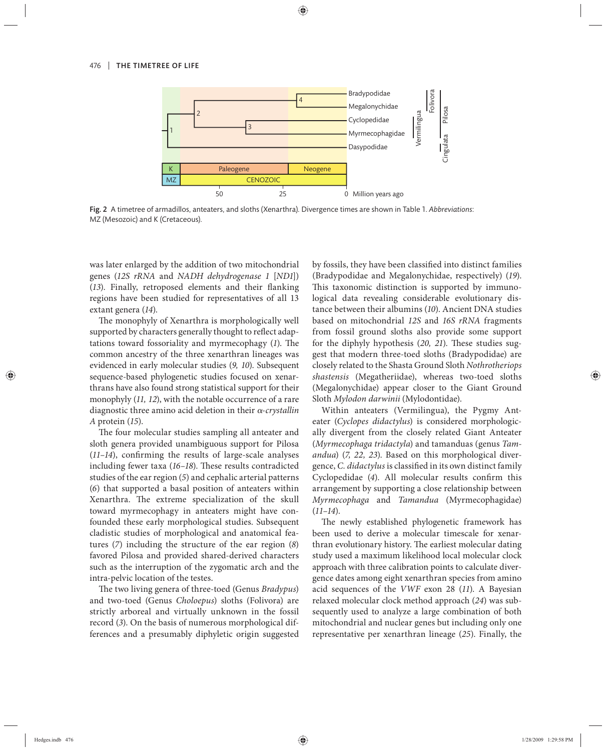Fig. 2 A timetree of armadillos, anteaters, and sloths (Xenarthra). Divergence times are shown in Table 1. *Abbreviations*: MZ (Mesozoic) and K (Cretaceous).

was later enlarged by the addition of two mitochondrial genes (*12S rRNA* and *NADH dehydrogenase 1* [*ND1*]) (*13*). Finally, retroposed elements and their flanking regions have been studied for representatives of all 13 extant genera (*14*).

The monophyly of Xenarthra is morphologically well supported by characters generally thought to reflect adaptations toward fossoriality and myrmecophagy (*1*). The common ancestry of the three xenarthran lineages was evidenced in early molecular studies (*9, 10*). Subsequent sequence-based phylogenetic studies focused on xenarthrans have also found strong statistical support for their monophyly (*11, 12*), with the notable occurrence of a rare diagnostic three amino acid deletion in their *α-crystallin A* protein (*15*).

The four molecular studies sampling all anteater and sloth genera provided unambiguous support for Pilosa (*11–14*), confirming the results of large-scale analyses including fewer taxa (*16–18*). These results contradicted studies of the ear region (*5*) and cephalic arterial patterns (*6*) that supported a basal position of anteaters within Xenarthra. The extreme specialization of the skull toward myrmecophagy in anteaters might have confounded these early morphological studies. Subsequent cladistic studies of morphological and anatomical features (*7*) including the structure of the ear region (*8*) favored Pilosa and provided shared-derived characters such as the interruption of the zygomatic arch and the intra-pelvic location of the testes.

The two living genera of three-toed (Genus *Bradypus*) and two-toed (Genus *Choloepus*) sloths (Folivora) are strictly arboreal and virtually unknown in the fossil record (*3*). On the basis of numerous morphological differences and a presumably diphyletic origin suggested by fossils, they have been classified into distinct families (Bradypodidae and Megalonychidae, respectively) (*19*). This taxonomic distinction is supported by immunological data revealing considerable evolutionary distance between their albumins (*10*). Ancient DNA studies based on mitochondrial *12S* and *16S rRNA* fragments from fossil ground sloths also provide some support for the diphyly hypothesis (*20, 21*). These studies suggest that modern three-toed sloths (Bradypodidae) are closely related to the Shasta Ground Sloth *Nothrotheriops shastensis* (Megatheriidae), whereas two-toed sloths (Megalonychidae) appear closer to the Giant Ground Sloth *Mylodon darwinii* (Mylodontidae).

Within anteaters (Vermilingua), the Pygmy Anteater (*Cyclopes didactylus*) is considered morphologically divergent from the closely related Giant Anteater (*Myrmecophaga tridactyla*) and tamanduas (genus *Tamandua*) (*7, 22, 23*). Based on this morphological divergence, *C. didactylus* is classified in its own distinct family Cyclopedidae (*4*). All molecular results confirm this arrangement by supporting a close relationship between *Myrmecophaga* and *Tamandua* (Myrmecophagidae) (*11–14*).

The newly established phylogenetic framework has been used to derive a molecular timescale for xenarthran evolutionary history. The earliest molecular dating study used a maximum likelihood local molecular clock approach with three calibration points to calculate divergence dates among eight xenarthran species from amino acid sequences of the *VWF* exon 28 (*11*). A Bayesian relaxed molecular clock method approach (*24*) was subsequently used to analyze a large combination of both mitochondrial and nuclear genes but including only one representative per xenarthran lineage (*25*). Finally, the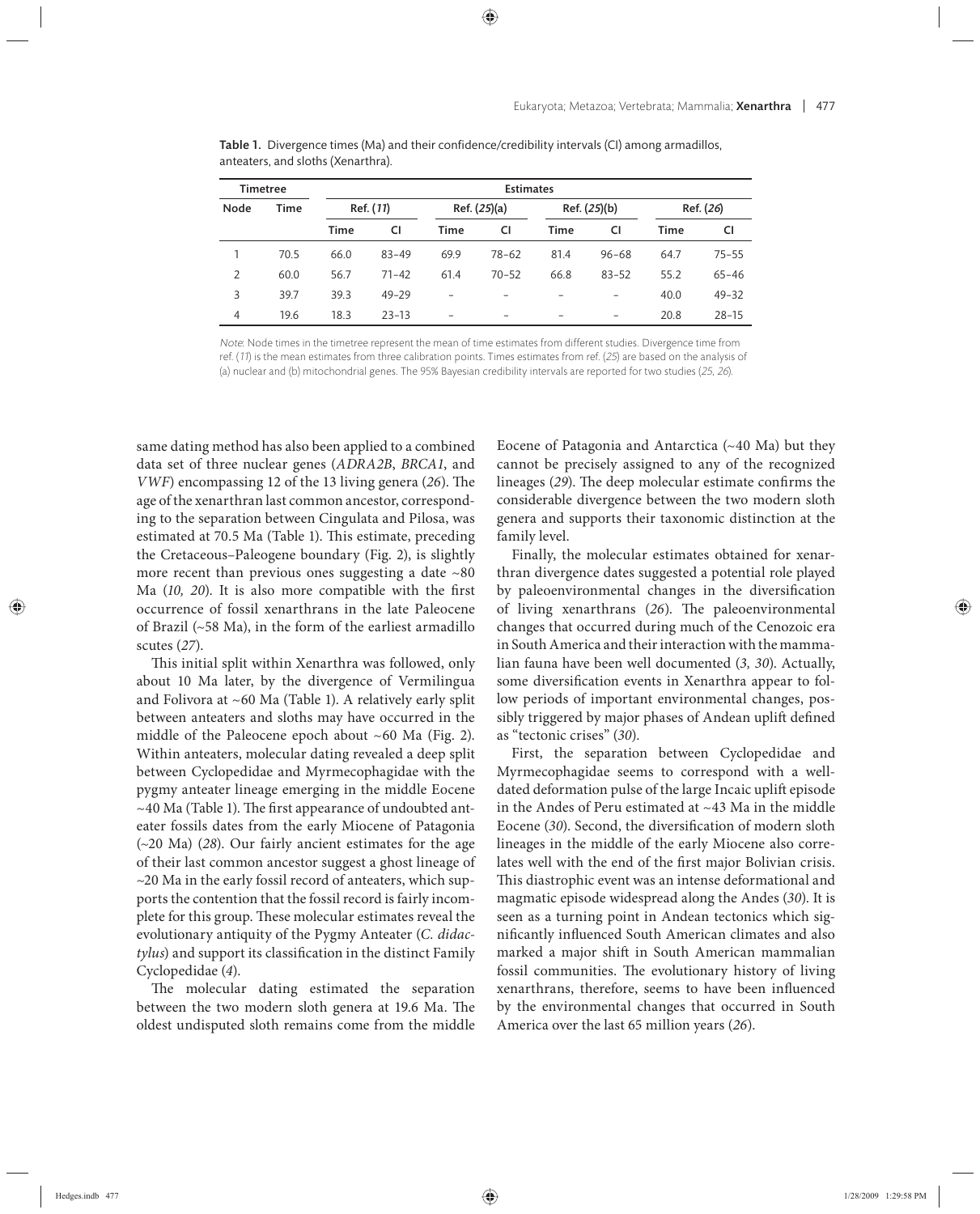**Table 1.** Divergence times (Ma) and their confidence/credibility intervals (CI) among armadillos, anteaters, and sloths (Xenarthra).

| Timetree | | Estimates | | | | | | | |
|---|---|---|---|---|---|---|---|---|---|
| Node | Time | Ref. (*11*) | | Ref. (*25*)(a) | | Ref. (*25*)(b) | | Ref. (*26*) | |
| | | Time | CI | Time | CI | Time | CI | Time | CI |
| 1 | 70.5 | 66.0 | 83–49 | 69.9 | 78–62 | 81.4 | 96–68 | 64.7 | 75–55 |
| 2 | 60.0 | 56.7 | 71–42 | 61.4 | 70–52 | 66.8 | 83–52 | 55.2 | 65–46 |
| 3 | 39.7 | 39.3 | 49–29 | – | – | – | – | 40.0 | 49–32 |
| 4 | 19.6 | 18.3 | 23–13 | – | – | – | – | 20.8 | 28–15 |

*Note*: Node times in the timetree represent the mean of time estimates from different studies. Divergence time from ref. (*11*) is the mean estimates from three calibration points. Times estimates from ref. (*25*) are based on the analysis of (a) nuclear and (b) mitochondrial genes. The 95% Bayesian credibility intervals are reported for two studies (*25, 26*).

same dating method has also been applied to a combined data set of three nuclear genes (*ADRA2B*, *BRCA1*, and *VWF*) encompassing 12 of the 13 living genera (*26*). The age of the xenarthran last common ancestor, corresponding to the separation between Cingulata and Pilosa, was estimated at 70.5 Ma (Table 1). This estimate, preceding the Cretaceous–Paleogene boundary (Fig. 2), is slightly more recent than previous ones suggesting a date ~80 Ma (*10, 20*). It is also more compatible with the first occurrence of fossil xenarthrans in the late Paleocene of Brazil (~58 Ma), in the form of the earliest armadillo scutes (*27*).

This initial split within Xenarthra was followed, only about 10 Ma later, by the divergence of Vermilingua and Folivora at ~60 Ma (Table 1). A relatively early split between anteaters and sloths may have occurred in the middle of the Paleocene epoch about ~60 Ma (Fig. 2). Within anteaters, molecular dating revealed a deep split between Cyclopedidae and Myrmecophagidae with the pygmy anteater lineage emerging in the middle Eocene ~40 Ma (Table 1). The first appearance of undoubted anteater fossils dates from the early Miocene of Patagonia (~20 Ma) (*28*). Our fairly ancient estimates for the age of their last common ancestor suggest a ghost lineage of ~20 Ma in the early fossil record of anteaters, which supports the contention that the fossil record is fairly incomplete for this group. These molecular estimates reveal the evolutionary antiquity of the Pygmy Anteater (*C. didactylus*) and support its classification in the distinct Family Cyclopedidae (*4*).

The molecular dating estimated the separation between the two modern sloth genera at 19.6 Ma. The oldest undisputed sloth remains come from the middle Eocene of Patagonia and Antarctica (~40 Ma) but they cannot be precisely assigned to any of the recognized lineages (*29*). The deep molecular estimate confirms the considerable divergence between the two modern sloth genera and supports their taxonomic distinction at the family level.

Finally, the molecular estimates obtained for xenarthran divergence dates suggested a potential role played by paleoenvironmental changes in the diversification of living xenarthrans (*26*). The paleoenvironmental changes that occurred during much of the Cenozoic era in South America and their interaction with the mammalian fauna have been well documented (*3, 30*). Actually, some diversification events in Xenarthra appear to follow periods of important environmental changes, possibly triggered by major phases of Andean uplift defined as "tectonic crises" (*30*).

First, the separation between Cyclopedidae and Myrmecophagidae seems to correspond with a well-dated deformation pulse of the large Incaic uplift episode in the Andes of Peru estimated at ~43 Ma in the middle Eocene (*30*). Second, the diversification of modern sloth lineages in the middle of the early Miocene also correlates well with the end of the first major Bolivian crisis. This diastrophic event was an intense deformational and magmatic episode widespread along the Andes (*30*). It is seen as a turning point in Andean tectonics which significantly influenced South American climates and also marked a major shift in South American mammalian fossil communities. The evolutionary history of living xenarthrans, therefore, seems to have been influenced by the environmental changes that occurred in South America over the last 65 million years (*26*).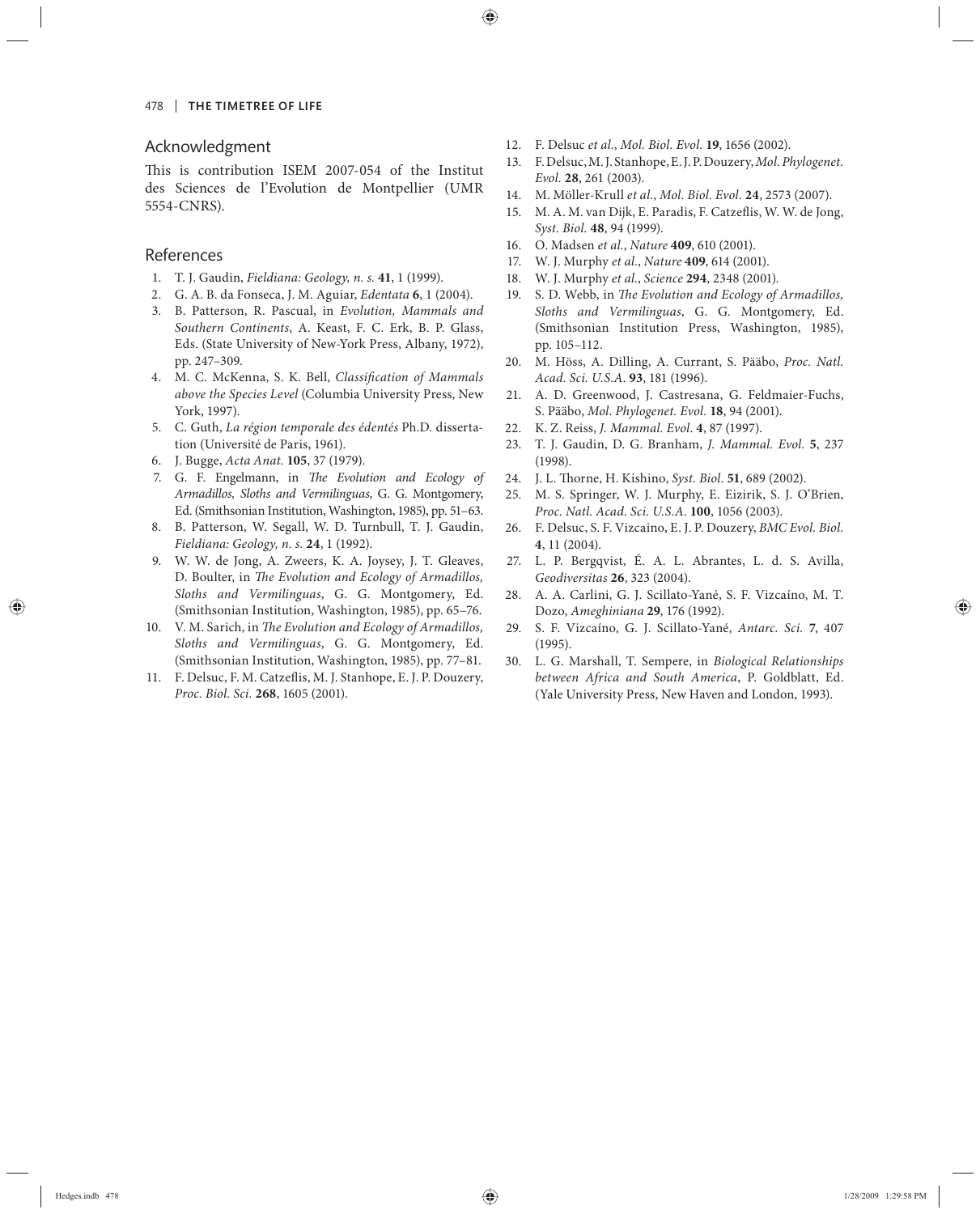## Acknowledgment

This is contribution ISEM 2007-054 of the Institut des Sciences de l'Evolution de Montpellier (UMR 5554-CNRS).

## References

1. T. J. Gaudin, *Fieldiana: Geology, n. s.* **41**, 1 (1999).
2. G. A. B. da Fonseca, J. M. Aguiar, *Edentata* **6**, 1 (2004).
3. B. Patterson, R. Pascual, in *Evolution, Mammals and Southern Continents*, A. Keast, F. C. Erk, B. P. Glass, Eds. (State University of New-York Press, Albany, 1972), pp. 247–309.
4. M. C. McKenna, S. K. Bell, *Classification of Mammals above the Species Level* (Columbia University Press, New York, 1997).
5. C. Guth, *La région temporale des édentés* Ph.D. dissertation (Université de Paris, 1961).
6. J. Bugge, *Acta Anat.* **105**, 37 (1979).
7. G. F. Engelmann, in *The Evolution and Ecology of Armadillos, Sloths and Vermilinguas*, G. G. Montgomery, Ed. (Smithsonian Institution, Washington, 1985), pp. 51–63.
8. B. Patterson, W. Segall, W. D. Turnbull, T. J. Gaudin, *Fieldiana: Geology, n. s.* **24**, 1 (1992).
9. W. W. de Jong, A. Zweers, K. A. Joysey, J. T. Gleaves, D. Boulter, in *The Evolution and Ecology of Armadillos, Sloths and Vermilinguas*, G. G. Montgomery, Ed. (Smithsonian Institution, Washington, 1985), pp. 65–76.
10. V. M. Sarich, in *The Evolution and Ecology of Armadillos, Sloths and Vermilinguas*, G. G. Montgomery, Ed. (Smithsonian Institution, Washington, 1985), pp. 77–81.
11. F. Delsuc, F. M. Catzeflis, M. J. Stanhope, E. J. P. Douzery, *Proc. Biol. Sci.* **268**, 1605 (2001).
12. F. Delsuc *et al.*, *Mol. Biol. Evol.* **19**, 1656 (2002).
13. F. Delsuc, M. J. Stanhope, E. J. P. Douzery, *Mol. Phylogenet. Evol.* **28**, 261 (2003).
14. M. Möller-Krull *et al.*, *Mol. Biol. Evol.* **24**, 2573 (2007).
15. M. A. M. van Dijk, E. Paradis, F. Catzeflis, W. W. de Jong, *Syst. Biol.* **48**, 94 (1999).
16. O. Madsen *et al.*, *Nature* **409**, 610 (2001).
17. W. J. Murphy *et al.*, *Nature* **409**, 614 (2001).
18. W. J. Murphy *et al.*, *Science* **294**, 2348 (2001).
19. S. D. Webb, in *The Evolution and Ecology of Armadillos, Sloths and Vermilinguas*, G. G. Montgomery, Ed. (Smithsonian Institution Press, Washington, 1985), pp. 105–112.
20. M. Höss, A. Dilling, A. Currant, S. Pääbo, *Proc. Natl. Acad. Sci. U.S.A.* **93**, 181 (1996).
21. A. D. Greenwood, J. Castresana, G. Feldmaier-Fuchs, S. Pääbo, *Mol. Phylogenet. Evol.* **18**, 94 (2001).
22. K. Z. Reiss, *J. Mammal. Evol.* **4**, 87 (1997).
23. T. J. Gaudin, D. G. Branham, *J. Mammal. Evol.* **5**, 237 (1998).
24. J. L. Thorne, H. Kishino, *Syst. Biol.* **51**, 689 (2002).
25. M. S. Springer, W. J. Murphy, E. Eizirik, S. J. O'Brien, *Proc. Natl. Acad. Sci. U.S.A.* **100**, 1056 (2003).
26. F. Delsuc, S. F. Vizcaino, E. J. P. Douzery, *BMC Evol. Biol.* **4**, 11 (2004).
27. L. P. Bergqvist, É. A. L. Abrantes, L. d. S. Avilla, *Geodiversitas* **26**, 323 (2004).
28. A. A. Carlini, G. J. Scillato-Yané, S. F. Vizcaíno, M. T. Dozo, *Ameghiniana* **29**, 176 (1992).
29. S. F. Vizcaíno, G. J. Scillato-Yané, *Antarc. Sci.* **7**, 407 (1995).
30. L. G. Marshall, T. Sempere, in *Biological Relationships between Africa and South America*, P. Goldblatt, Ed. (Yale University Press, New Haven and London, 1993).